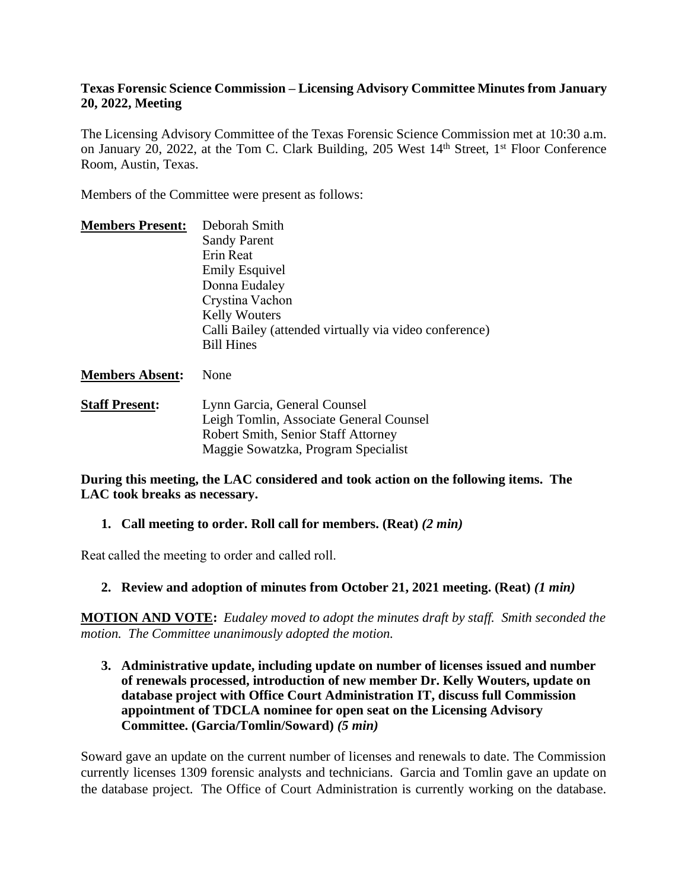**Texas Forensic Science Commission – Licensing Advisory Committee Minutes from January 20, 2022, Meeting**

The Licensing Advisory Committee of the Texas Forensic Science Commission met at 10:30 a.m. on January 20, 2022, at the Tom C. Clark Building, 205 West 14th Street, 1st Floor Conference Room, Austin, Texas.

Members of the Committee were present as follows:

| | |
|---|---|
| **Members Present:** | Deborah Smith<br>Sandy Parent<br>Erin Reat<br>Emily Esquivel<br>Donna Eudaley<br>Crystina Vachon<br>Kelly Wouters<br>Calli Bailey (attended virtually via video conference)<br>Bill Hines |
| **Members Absent:** | None |
| **Staff Present:** | Lynn Garcia, General Counsel<br>Leigh Tomlin, Associate General Counsel<br>Robert Smith, Senior Staff Attorney<br>Maggie Sowatzka, Program Specialist |

**During this meeting, the LAC considered and took action on the following items. The LAC took breaks as necessary.**

**1. Call meeting to order. Roll call for members. (Reat)** ***(2 min)***

Reat called the meeting to order and called roll.

**2. Review and adoption of minutes from October 21, 2021 meeting. (Reat)** ***(1 min)***

**MOTION AND VOTE:** *Eudaley moved to adopt the minutes draft by staff. Smith seconded the motion. The Committee unanimously adopted the motion.*

**3. Administrative update, including update on number of licenses issued and number of renewals processed, introduction of new member Dr. Kelly Wouters, update on database project with Office Court Administration IT, discuss full Commission appointment of TDCLA nominee for open seat on the Licensing Advisory Committee. (Garcia/Tomlin/Soward)** ***(5 min)***

Soward gave an update on the current number of licenses and renewals to date. The Commission currently licenses 1309 forensic analysts and technicians. Garcia and Tomlin gave an update on the database project. The Office of Court Administration is currently working on the database.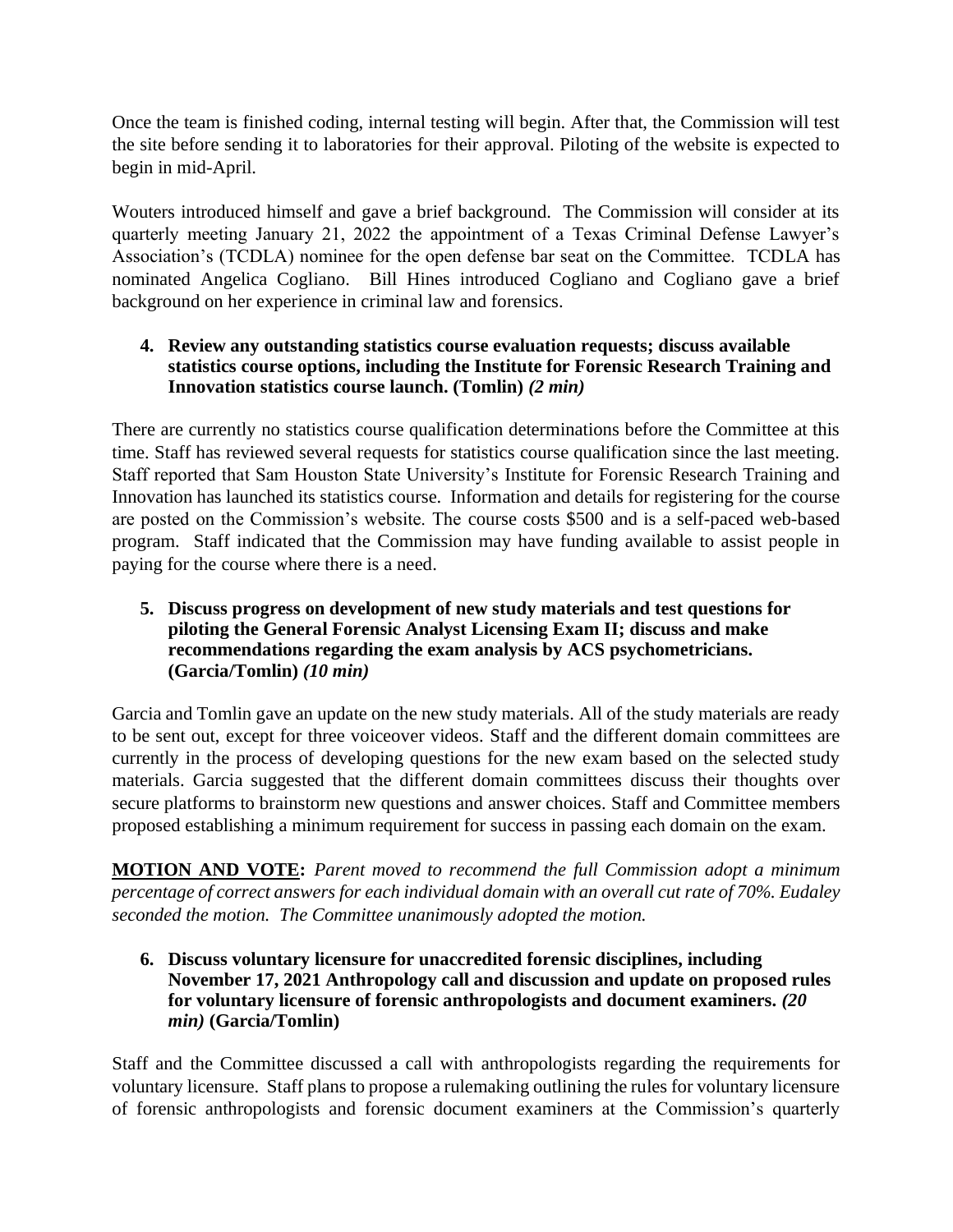Once the team is finished coding, internal testing will begin. After that, the Commission will test the site before sending it to laboratories for their approval. Piloting of the website is expected to begin in mid-April.

Wouters introduced himself and gave a brief background. The Commission will consider at its quarterly meeting January 21, 2022 the appointment of a Texas Criminal Defense Lawyer's Association's (TCDLA) nominee for the open defense bar seat on the Committee. TCDLA has nominated Angelica Cogliano. Bill Hines introduced Cogliano and Cogliano gave a brief background on her experience in criminal law and forensics.

**4. Review any outstanding statistics course evaluation requests; discuss available statistics course options, including the Institute for Forensic Research Training and Innovation statistics course launch. (Tomlin)** ***(2 min)***

There are currently no statistics course qualification determinations before the Committee at this time. Staff has reviewed several requests for statistics course qualification since the last meeting. Staff reported that Sam Houston State University's Institute for Forensic Research Training and Innovation has launched its statistics course. Information and details for registering for the course are posted on the Commission's website. The course costs $500 and is a self-paced web-based program. Staff indicated that the Commission may have funding available to assist people in paying for the course where there is a need.

**5. Discuss progress on development of new study materials and test questions for piloting the General Forensic Analyst Licensing Exam II; discuss and make recommendations regarding the exam analysis by ACS psychometricians. (Garcia/Tomlin)** ***(10 min)***

Garcia and Tomlin gave an update on the new study materials. All of the study materials are ready to be sent out, except for three voiceover videos. Staff and the different domain committees are currently in the process of developing questions for the new exam based on the selected study materials. Garcia suggested that the different domain committees discuss their thoughts over secure platforms to brainstorm new questions and answer choices. Staff and Committee members proposed establishing a minimum requirement for success in passing each domain on the exam.

**MOTION AND VOTE:** *Parent moved to recommend the full Commission adopt a minimum percentage of correct answers for each individual domain with an overall cut rate of 70%. Eudaley seconded the motion. The Committee unanimously adopted the motion.*

**6. Discuss voluntary licensure for unaccredited forensic disciplines, including November 17, 2021 Anthropology call and discussion and update on proposed rules for voluntary licensure of forensic anthropologists and document examiners.** ***(20 min)*** **(Garcia/Tomlin)**

Staff and the Committee discussed a call with anthropologists regarding the requirements for voluntary licensure. Staff plans to propose a rulemaking outlining the rules for voluntary licensure of forensic anthropologists and forensic document examiners at the Commission's quarterly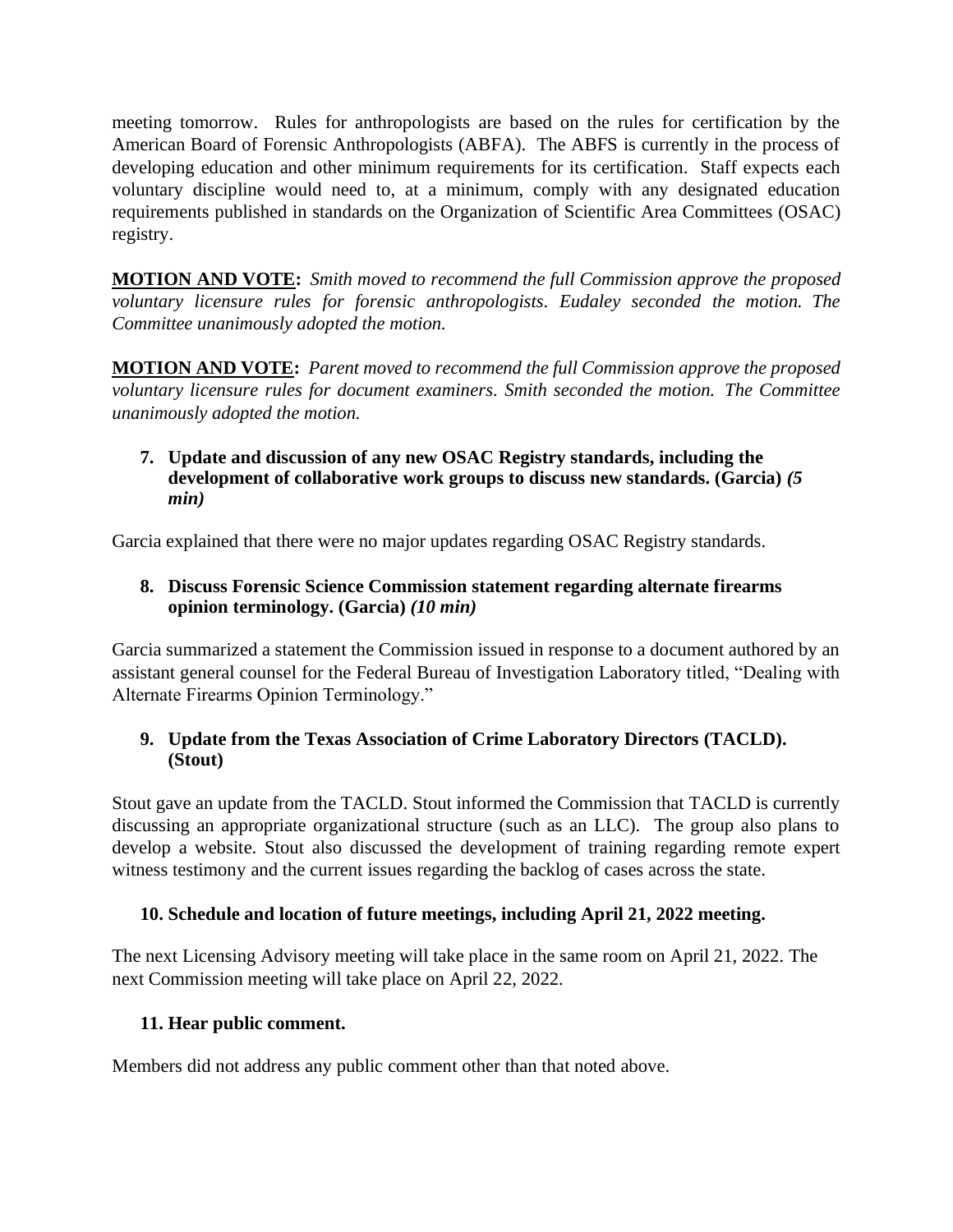meeting tomorrow. Rules for anthropologists are based on the rules for certification by the American Board of Forensic Anthropologists (ABFA). The ABFS is currently in the process of developing education and other minimum requirements for its certification. Staff expects each voluntary discipline would need to, at a minimum, comply with any designated education requirements published in standards on the Organization of Scientific Area Committees (OSAC) registry.

**MOTION AND VOTE:** *Smith moved to recommend the full Commission approve the proposed voluntary licensure rules for forensic anthropologists. Eudaley seconded the motion. The Committee unanimously adopted the motion.*

**MOTION AND VOTE:** *Parent moved to recommend the full Commission approve the proposed voluntary licensure rules for document examiners. Smith seconded the motion. The Committee unanimously adopted the motion.*

**7. Update and discussion of any new OSAC Registry standards, including the development of collaborative work groups to discuss new standards. (Garcia)** ***(5 min)***

Garcia explained that there were no major updates regarding OSAC Registry standards.

**8. Discuss Forensic Science Commission statement regarding alternate firearms opinion terminology. (Garcia)** ***(10 min)***

Garcia summarized a statement the Commission issued in response to a document authored by an assistant general counsel for the Federal Bureau of Investigation Laboratory titled, "Dealing with Alternate Firearms Opinion Terminology."

**9. Update from the Texas Association of Crime Laboratory Directors (TACLD). (Stout)**

Stout gave an update from the TACLD. Stout informed the Commission that TACLD is currently discussing an appropriate organizational structure (such as an LLC). The group also plans to develop a website. Stout also discussed the development of training regarding remote expert witness testimony and the current issues regarding the backlog of cases across the state.

**10. Schedule and location of future meetings, including April 21, 2022 meeting.**

The next Licensing Advisory meeting will take place in the same room on April 21, 2022. The next Commission meeting will take place on April 22, 2022.

**11. Hear public comment.**

Members did not address any public comment other than that noted above.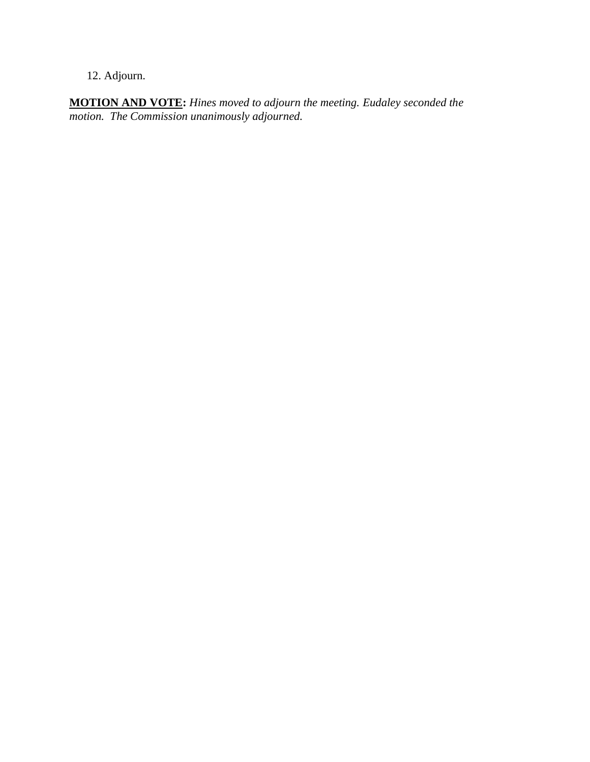12. Adjourn.

**<u>MOTION AND VOTE</u>:** *Hines moved to adjourn the meeting. Eudaley seconded the motion. The Commission unanimously adjourned.*